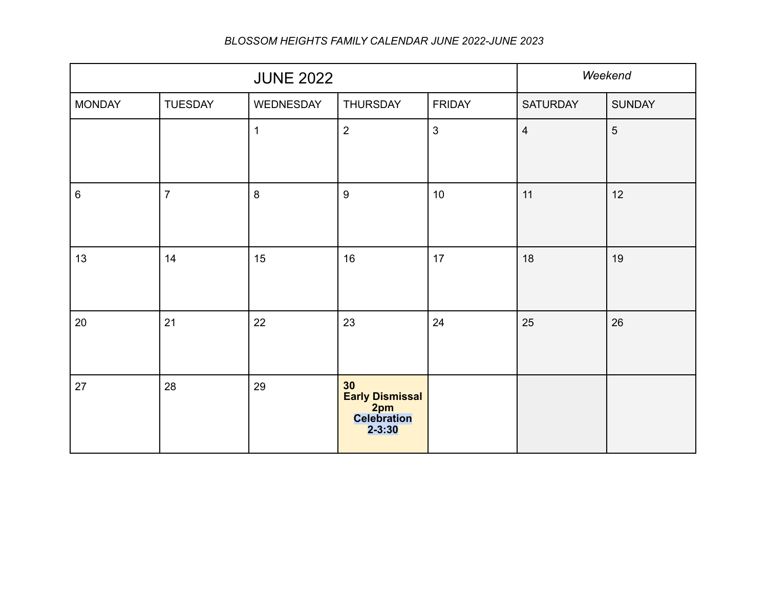*BLOSSOM HEIGHTS FAMILY CALENDAR JUNE 2022-JUNE 2023*

| JUNE 2022 | | | | | *Weekend* | |
|---|---|---|---|---|---|---|
| MONDAY | TUESDAY | WEDNESDAY | THURSDAY | FRIDAY | SATURDAY | SUNDAY |
| | | 1 | 2 | 3 | 4 | 5 |
| 6 | 7 | 8 | 9 | 10 | 11 | 12 |
| 13 | 14 | 15 | 16 | 17 | 18 | 19 |
| 20 | 21 | 22 | 23 | 24 | 25 | 26 |
| 27 | 28 | 29 | **30** **Early Dismissal 2pm** **Celebration 2-3:30** | | | |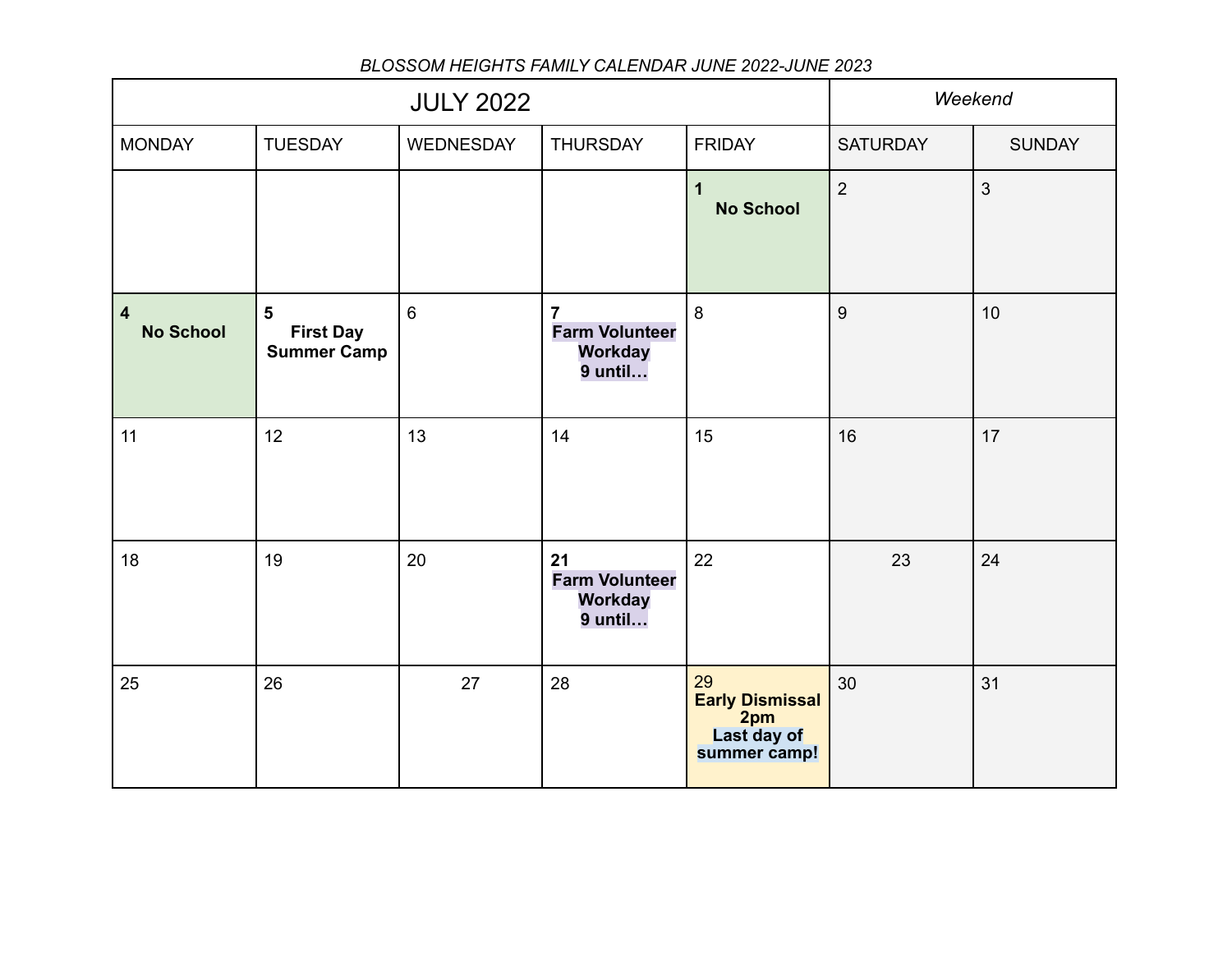*BLOSSOM HEIGHTS FAMILY CALENDAR JUNE 2022-JUNE 2023*

| JULY 2022 | | | | | *Weekend* | |
|---|---|---|---|---|---|---|
| MONDAY | TUESDAY | WEDNESDAY | THURSDAY | FRIDAY | SATURDAY | SUNDAY |
| | | | | **1** **No School** | 2 | 3 |
| **4** **No School** | **5** **First Day Summer Camp** | 6 | **7** **Farm Volunteer Workday 9 until…** | 8 | 9 | 10 |
| 11 | 12 | 13 | 14 | 15 | 16 | 17 |
| 18 | 19 | 20 | **21** **Farm Volunteer Workday 9 until…** | 22 | 23 | 24 |
| 25 | 26 | 27 | 28 | 29 **Early Dismissal 2pm** **Last day of summer camp!** | 30 | 31 |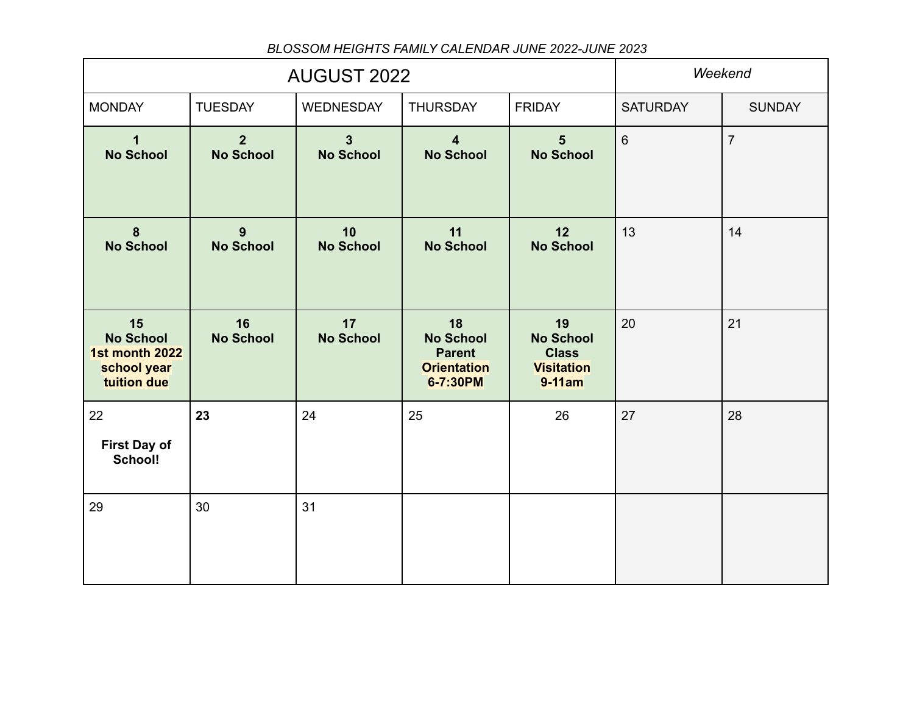*BLOSSOM HEIGHTS FAMILY CALENDAR JUNE 2022-JUNE 2023*

| AUGUST 2022 | | | | | *Weekend* | |
|---|---|---|---|---|---|---|
| MONDAY | TUESDAY | WEDNESDAY | THURSDAY | FRIDAY | SATURDAY | SUNDAY |
| **1** **No School** | **2** **No School** | **3** **No School** | **4** **No School** | **5** **No School** | 6 | 7 |
| **8** **No School** | **9** **No School** | **10** **No School** | **11** **No School** | **12** **No School** | 13 | 14 |
| **15** **No School** **1st month 2022 school year tuition due** | **16** **No School** | **17** **No School** | **18** **No School** **Parent Orientation 6-7:30PM** | **19** **No School** **Class Visitation 9-11am** | 20 | 21 |
| 22 **First Day of School!** | **23** | 24 | 25 | 26 | 27 | 28 |
| 29 | 30 | 31 | | | | |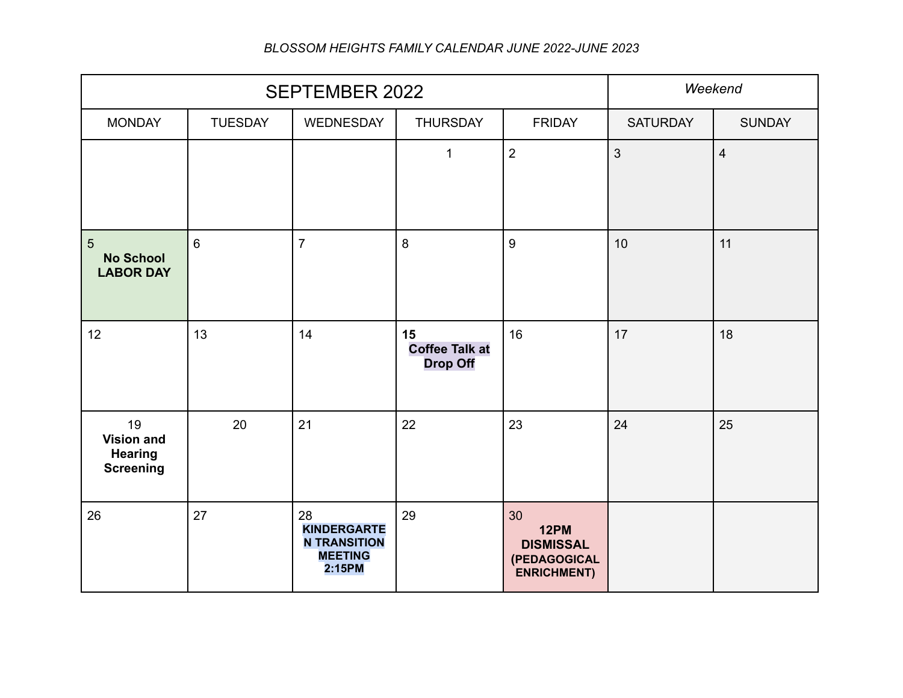*BLOSSOM HEIGHTS FAMILY CALENDAR JUNE 2022-JUNE 2023*

| SEPTEMBER 2022 | | | | | *Weekend* | |
|---|---|---|---|---|---|---|
| MONDAY | TUESDAY | WEDNESDAY | THURSDAY | FRIDAY | SATURDAY | SUNDAY |
| | | | 1 | 2 | 3 | 4 |
| 5 **No School LABOR DAY** | 6 | 7 | 8 | 9 | 10 | 11 |
| 12 | 13 | 14 | **15** **Coffee Talk at Drop Off** | 16 | 17 | 18 |
| 19 **Vision and Hearing Screening** | 20 | 21 | 22 | 23 | 24 | 25 |
| 26 | 27 | 28 **KINDERGARTEN TRANSITION MEETING 2:15PM** | 29 | 30 **12PM DISMISSAL (PEDAGOGICAL ENRICHMENT)** | | |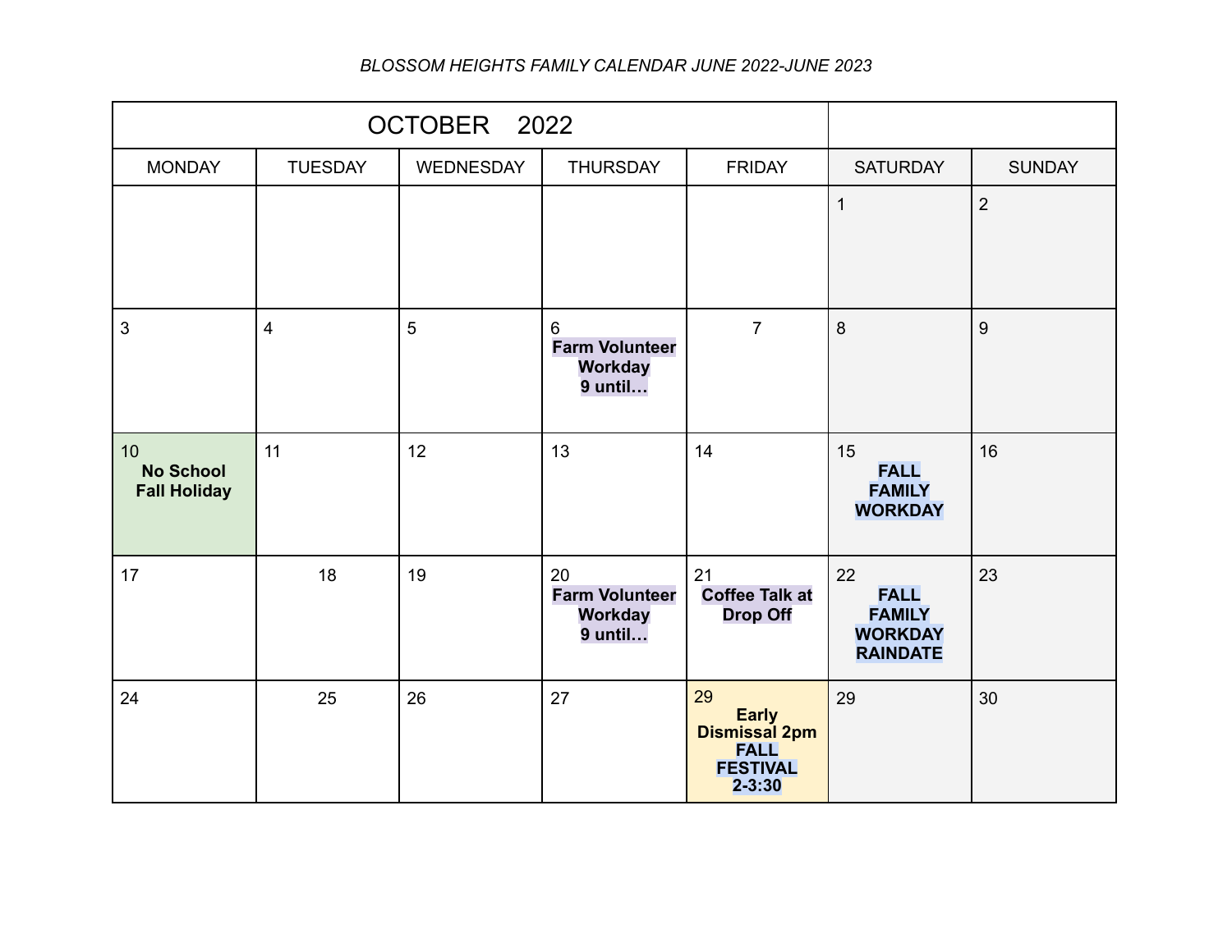*BLOSSOM HEIGHTS FAMILY CALENDAR JUNE 2022-JUNE 2023*

| OCTOBER 2022 | | | | | | |
|---|---|---|---|---|---|---|
| MONDAY | TUESDAY | WEDNESDAY | THURSDAY | FRIDAY | SATURDAY | SUNDAY |
| | | | | | 1 | 2 |
| 3 | 4 | 5 | 6 **Farm Volunteer Workday 9 until…** | 7 | 8 | 9 |
| 10 **No School Fall Holiday** | 11 | 12 | 13 | 14 | 15 **FALL FAMILY WORKDAY** | 16 |
| 17 | 18 | 19 | 20 **Farm Volunteer Workday 9 until…** | 21 **Coffee Talk at Drop Off** | 22 **FALL FAMILY WORKDAY RAINDATE** | 23 |
| 24 | 25 | 26 | 27 | 29 **Early Dismissal 2pm FALL FESTIVAL 2-3:30** | 29 | 30 |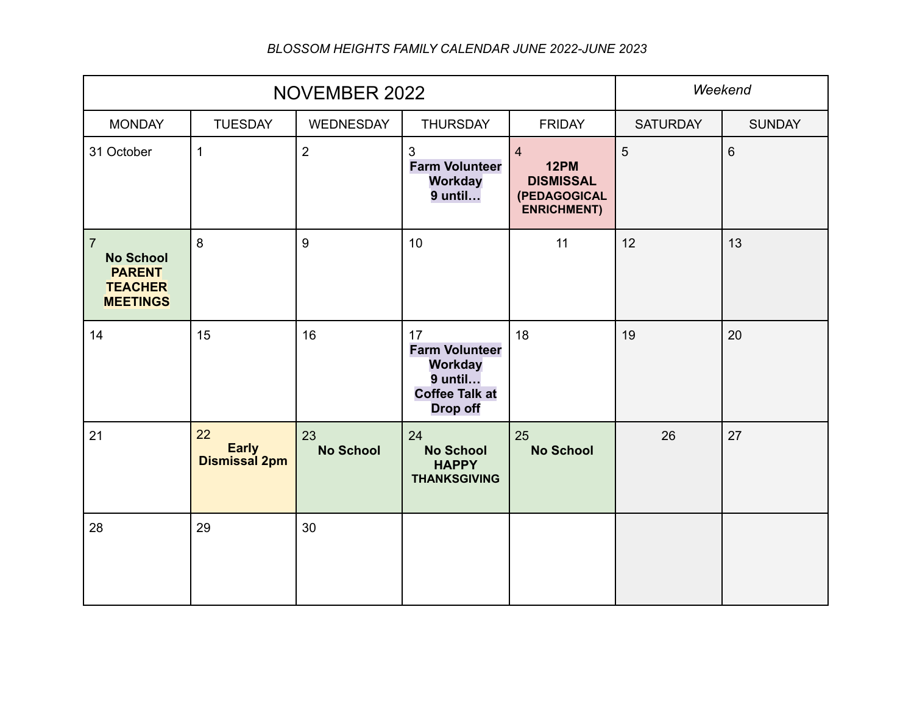*BLOSSOM HEIGHTS FAMILY CALENDAR JUNE 2022-JUNE 2023*

| NOVEMBER 2022 | | | | | *Weekend* | |
|---|---|---|---|---|---|---|
| MONDAY | TUESDAY | WEDNESDAY | THURSDAY | FRIDAY | SATURDAY | SUNDAY |
| 31 October | 1 | 2 | 3 **Farm Volunteer Workday 9 until…** | 4 **12PM DISMISSAL (PEDAGOGICAL ENRICHMENT)** | 5 | 6 |
| 7 **No School PARENT TEACHER MEETINGS** | 8 | 9 | 10 | 11 | 12 | 13 |
| 14 | 15 | 16 | 17 **Farm Volunteer Workday 9 until… Coffee Talk at Drop off** | 18 | 19 | 20 |
| 21 | 22 **Early Dismissal 2pm** | 23 **No School** | 24 **No School HAPPY THANKSGIVING** | 25 **No School** | 26 | 27 |
| 28 | 29 | 30 | | | | |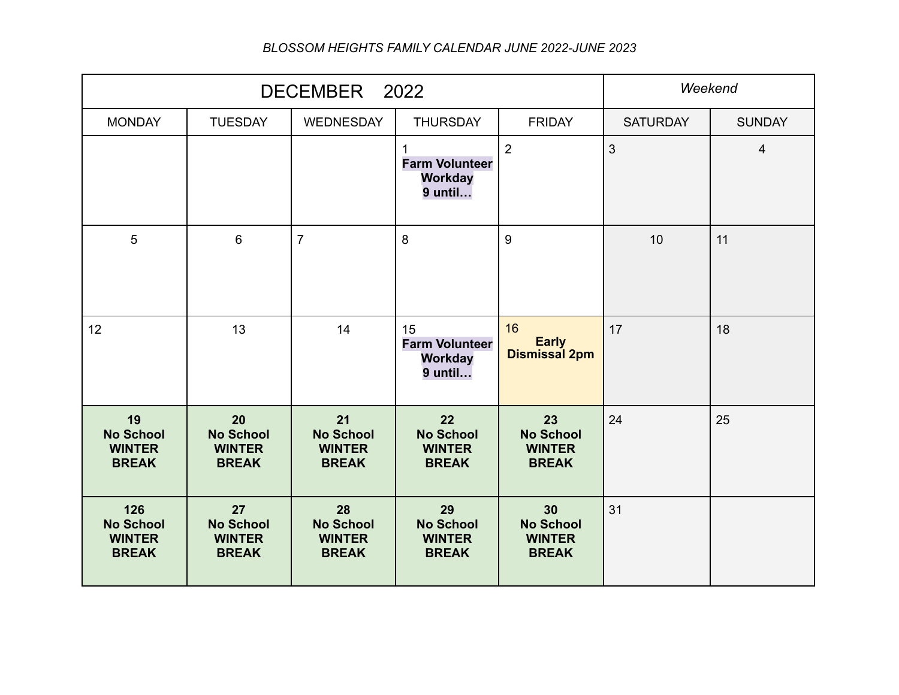*BLOSSOM HEIGHTS FAMILY CALENDAR JUNE 2022-JUNE 2023*

| DECEMBER 2022 | | | | | *Weekend* | |
|---|---|---|---|---|---|---|
| MONDAY | TUESDAY | WEDNESDAY | THURSDAY | FRIDAY | SATURDAY | SUNDAY |
| | | | 1 **Farm Volunteer Workday 9 until…** | 2 | 3 | 4 |
| 5 | 6 | 7 | 8 | 9 | 10 | 11 |
| 12 | 13 | 14 | 15 **Farm Volunteer Workday 9 until…** | 16 **Early Dismissal 2pm** | 17 | 18 |
| **19 No School WINTER BREAK** | **20 No School WINTER BREAK** | **21 No School WINTER BREAK** | **22 No School WINTER BREAK** | **23 No School WINTER BREAK** | 24 | 25 |
| **126 No School WINTER BREAK** | **27 No School WINTER BREAK** | **28 No School WINTER BREAK** | **29 No School WINTER BREAK** | **30 No School WINTER BREAK** | 31 | |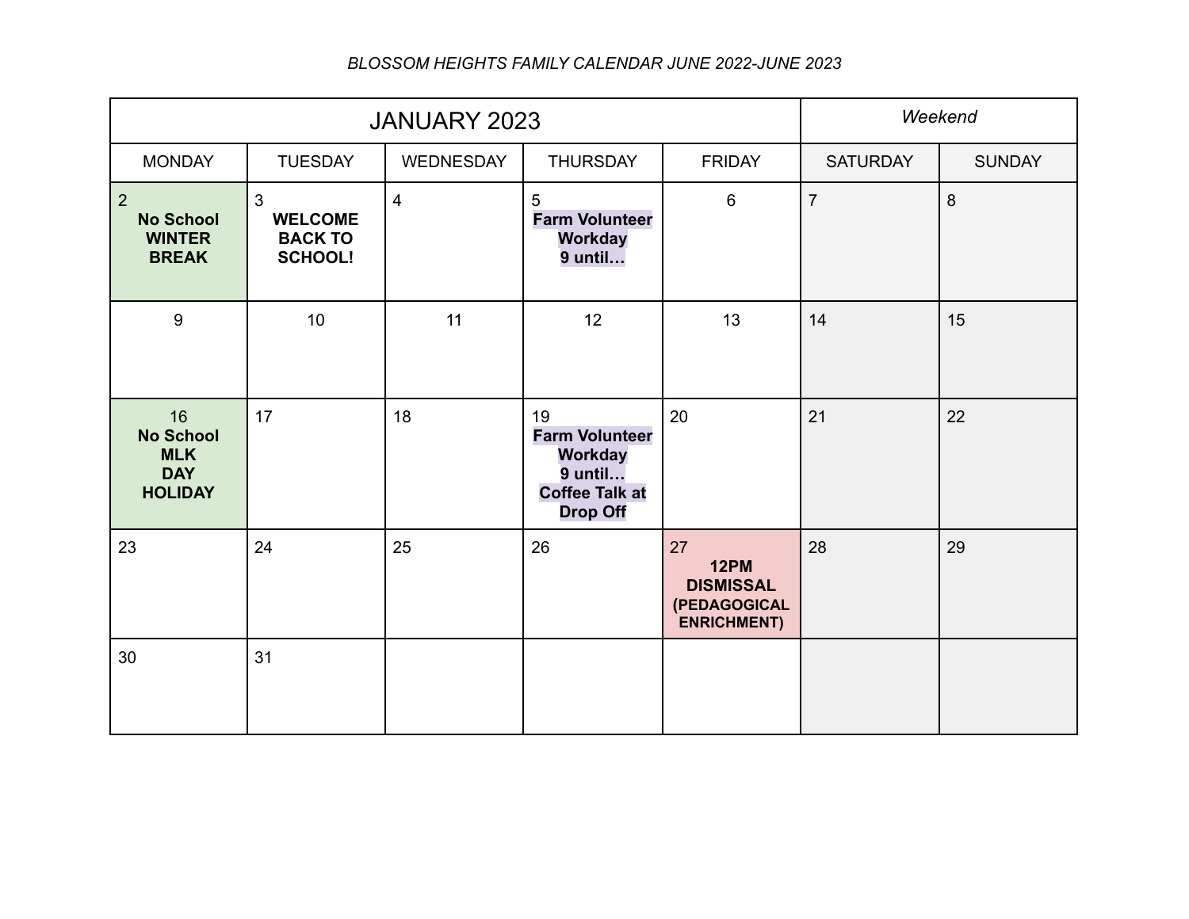*BLOSSOM HEIGHTS FAMILY CALENDAR JUNE 2022-JUNE 2023*

| JANUARY 2023 | | | | | *Weekend* | |
|---|---|---|---|---|---|---|
| MONDAY | TUESDAY | WEDNESDAY | THURSDAY | FRIDAY | SATURDAY | SUNDAY |
| 2 **No School WINTER BREAK** | 3 **WELCOME BACK TO SCHOOL!** | 4 | 5 **Farm Volunteer Workday 9 until…** | 6 | 7 | 8 |
| 9 | 10 | 11 | 12 | 13 | 14 | 15 |
| 16 **No School MLK DAY HOLIDAY** | 17 | 18 | 19 **Farm Volunteer Workday 9 until… Coffee Talk at Drop Off** | 20 | 21 | 22 |
| 23 | 24 | 25 | 26 | 27 **12PM DISMISSAL (PEDAGOGICAL ENRICHMENT)** | 28 | 29 |
| 30 | 31 | | | | | |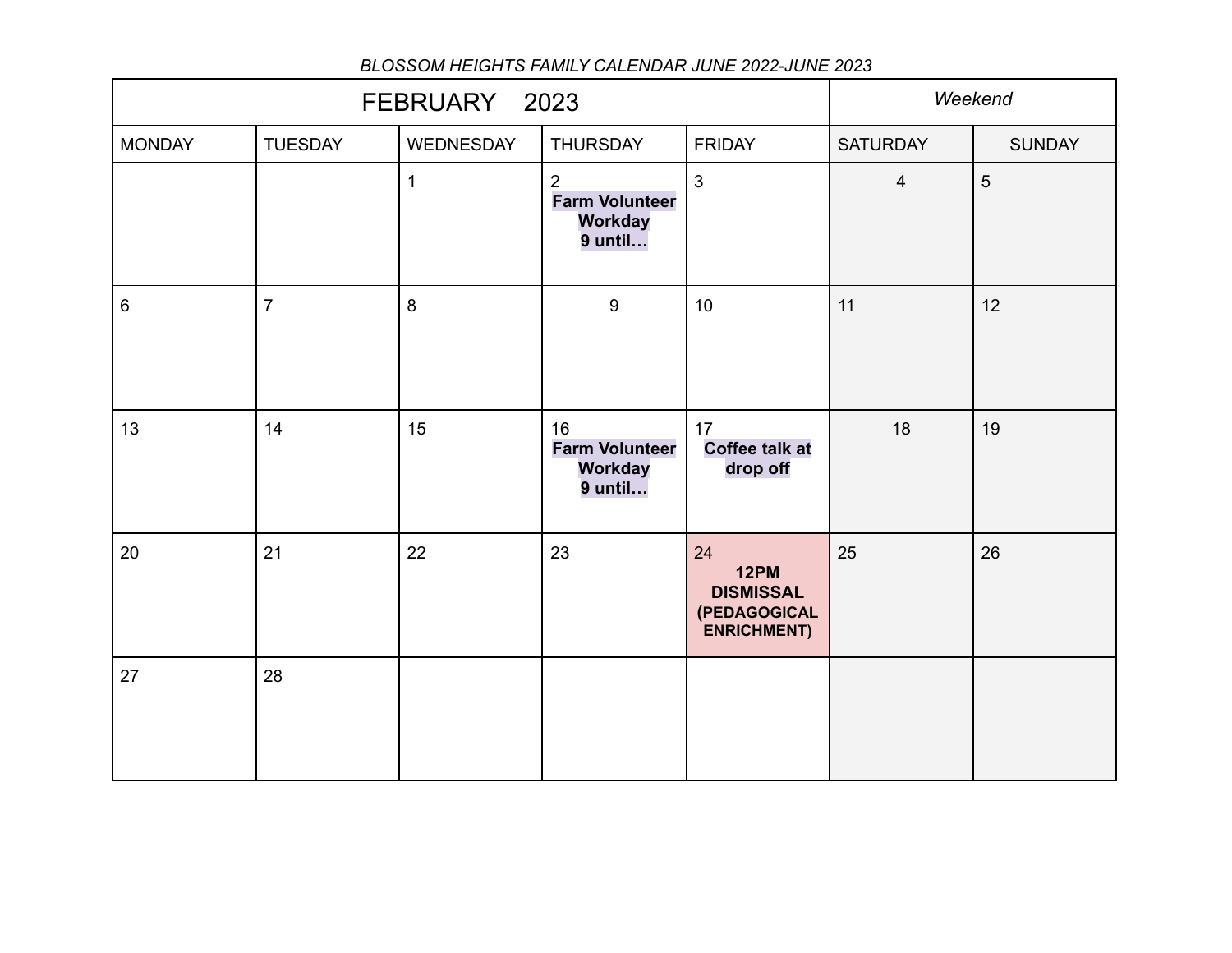*BLOSSOM HEIGHTS FAMILY CALENDAR JUNE 2022-JUNE 2023*

| FEBRUARY 2023 | | | | | *Weekend* | |
|---|---|---|---|---|---|---|
| MONDAY | TUESDAY | WEDNESDAY | THURSDAY | FRIDAY | SATURDAY | SUNDAY |
| | | 1 | 2 **Farm Volunteer Workday 9 until…** | 3 | 4 | 5 |
| 6 | 7 | 8 | 9 | 10 | 11 | 12 |
| 13 | 14 | 15 | 16 **Farm Volunteer Workday 9 until…** | 17 **Coffee talk at drop off** | 18 | 19 |
| 20 | 21 | 22 | 23 | 24 **12PM DISMISSAL (PEDAGOGICAL ENRICHMENT)** | 25 | 26 |
| 27 | 28 | | | | | |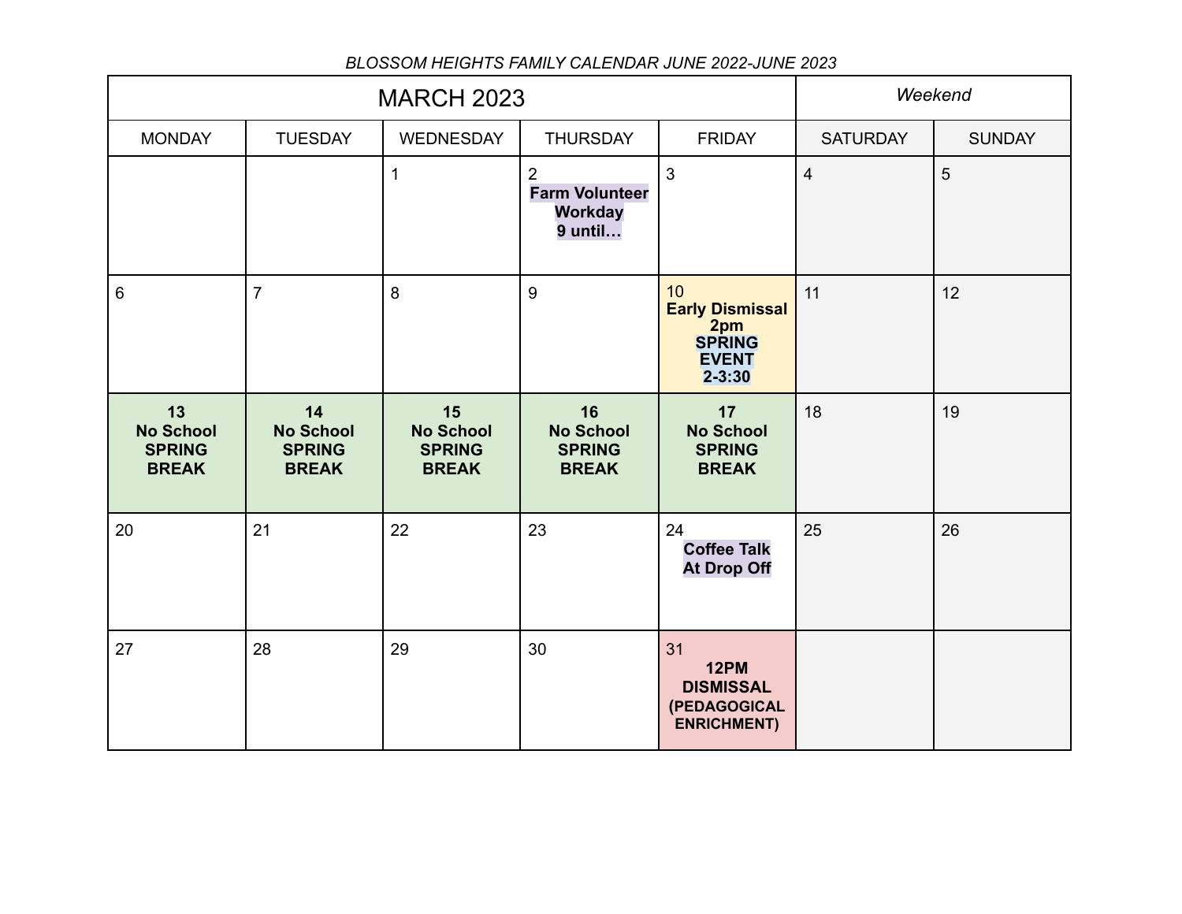*BLOSSOM HEIGHTS FAMILY CALENDAR JUNE 2022-JUNE 2023*

| MARCH 2023 | | | | | *Weekend* | |
|---|---|---|---|---|---|---|
| MONDAY | TUESDAY | WEDNESDAY | THURSDAY | FRIDAY | SATURDAY | SUNDAY |
| | | 1 | 2 **Farm Volunteer Workday 9 until…** | 3 | 4 | 5 |
| 6 | 7 | 8 | 9 | 10 **Early Dismissal 2pm SPRING EVENT 2-3:30** | 11 | 12 |
| **13 No School SPRING BREAK** | **14 No School SPRING BREAK** | **15 No School SPRING BREAK** | **16 No School SPRING BREAK** | **17 No School SPRING BREAK** | 18 | 19 |
| 20 | 21 | 22 | 23 | 24 **Coffee Talk At Drop Off** | 25 | 26 |
| 27 | 28 | 29 | 30 | 31 **12PM DISMISSAL (PEDAGOGICAL ENRICHMENT)** | | |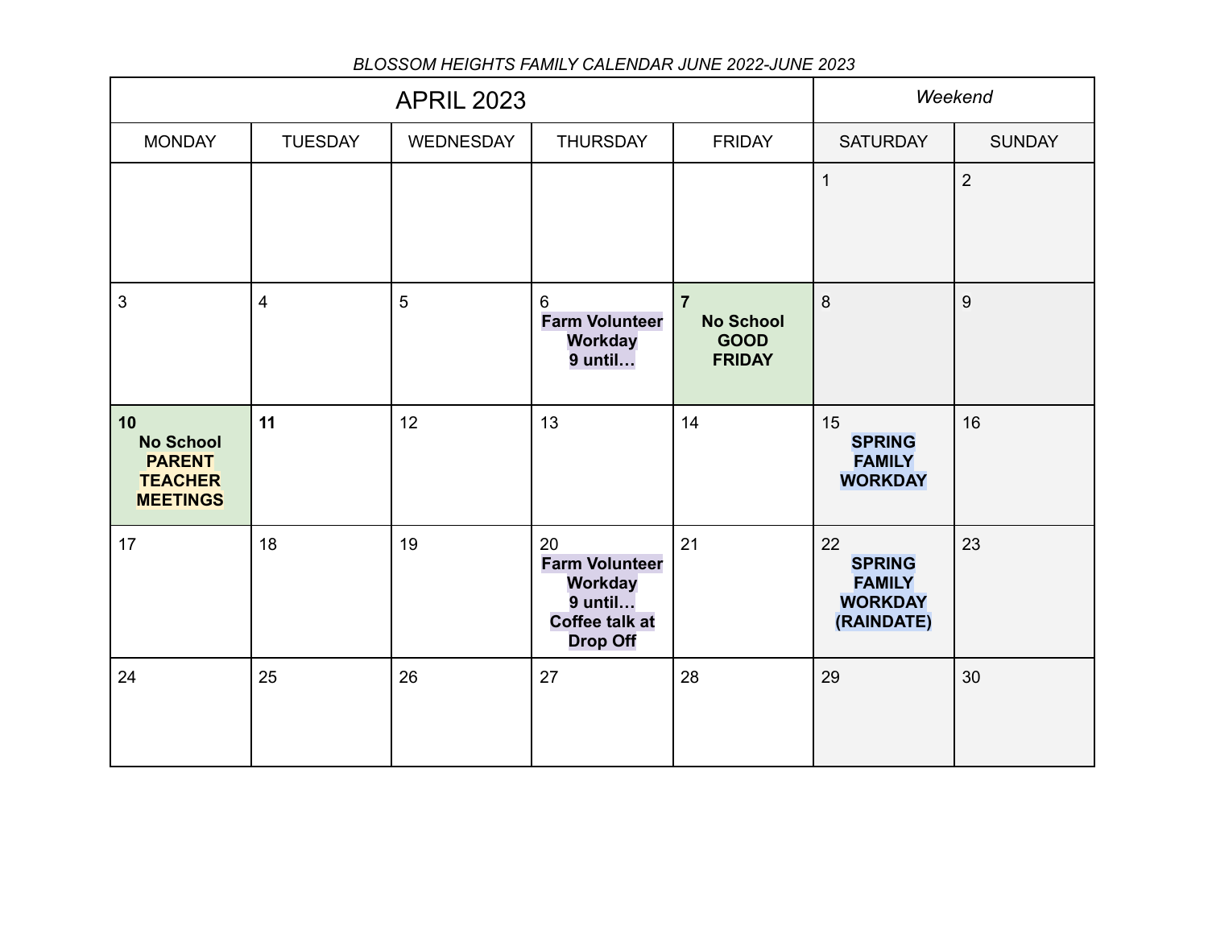*BLOSSOM HEIGHTS FAMILY CALENDAR JUNE 2022-JUNE 2023*

| APRIL 2023 | | | | | *Weekend* | |
|---|---|---|---|---|---|---|
| MONDAY | TUESDAY | WEDNESDAY | THURSDAY | FRIDAY | SATURDAY | SUNDAY |
| | | | | | 1 | 2 |
| 3 | 4 | 5 | 6 **Farm Volunteer Workday 9 until…** | **7 No School GOOD FRIDAY** | 8 | 9 |
| **10 No School PARENT TEACHER MEETINGS** | **11** | 12 | 13 | 14 | 15 **SPRING FAMILY WORKDAY** | 16 |
| 17 | 18 | 19 | 20 **Farm Volunteer Workday 9 until… Coffee talk at Drop Off** | 21 | 22 **SPRING FAMILY WORKDAY (RAINDATE)** | 23 |
| 24 | 25 | 26 | 27 | 28 | 29 | 30 |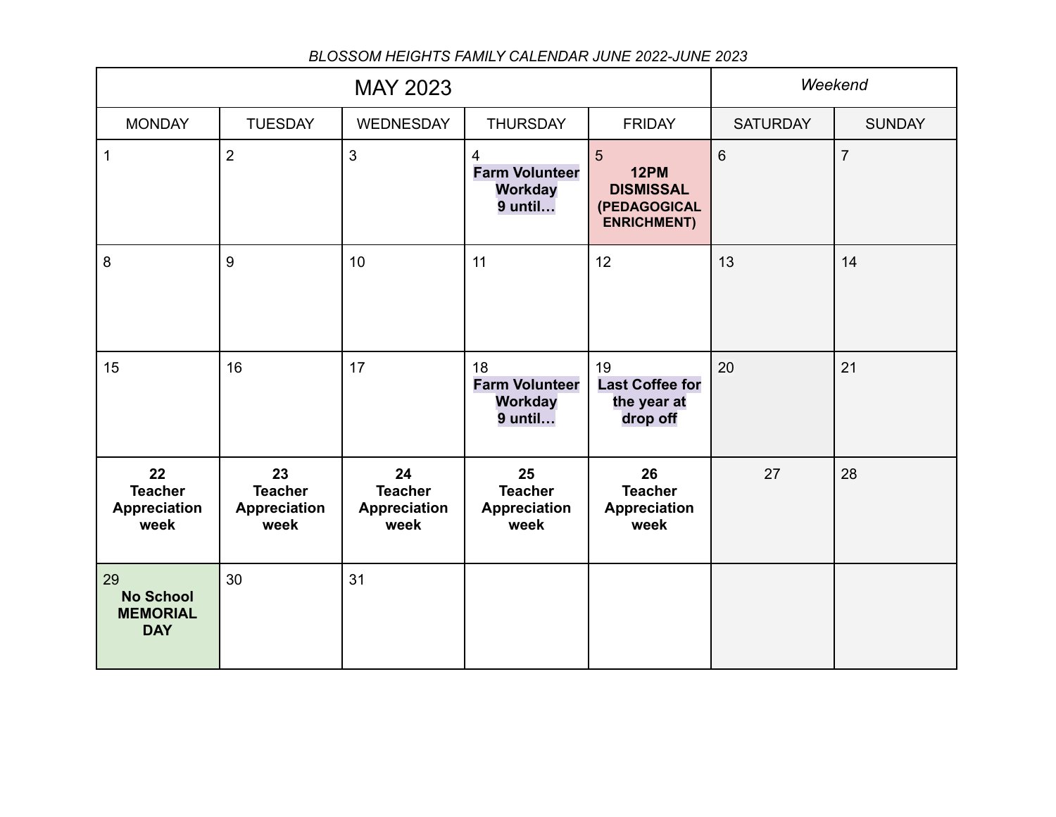*BLOSSOM HEIGHTS FAMILY CALENDAR JUNE 2022-JUNE 2023*

| MAY 2023 | | | | | *Weekend* | |
|---|---|---|---|---|---|---|
| MONDAY | TUESDAY | WEDNESDAY | THURSDAY | FRIDAY | SATURDAY | SUNDAY |
| 1 | 2 | 3 | 4 **Farm Volunteer Workday 9 until…** | 5 **12PM DISMISSAL (PEDAGOGICAL ENRICHMENT)** | 6 | 7 |
| 8 | 9 | 10 | 11 | 12 | 13 | 14 |
| 15 | 16 | 17 | 18 **Farm Volunteer Workday 9 until…** | 19 **Last Coffee for the year at drop off** | 20 | 21 |
| **22 Teacher Appreciation week** | **23 Teacher Appreciation week** | **24 Teacher Appreciation week** | **25 Teacher Appreciation week** | **26 Teacher Appreciation week** | 27 | 28 |
| 29 **No School MEMORIAL DAY** | 30 | 31 | | | | |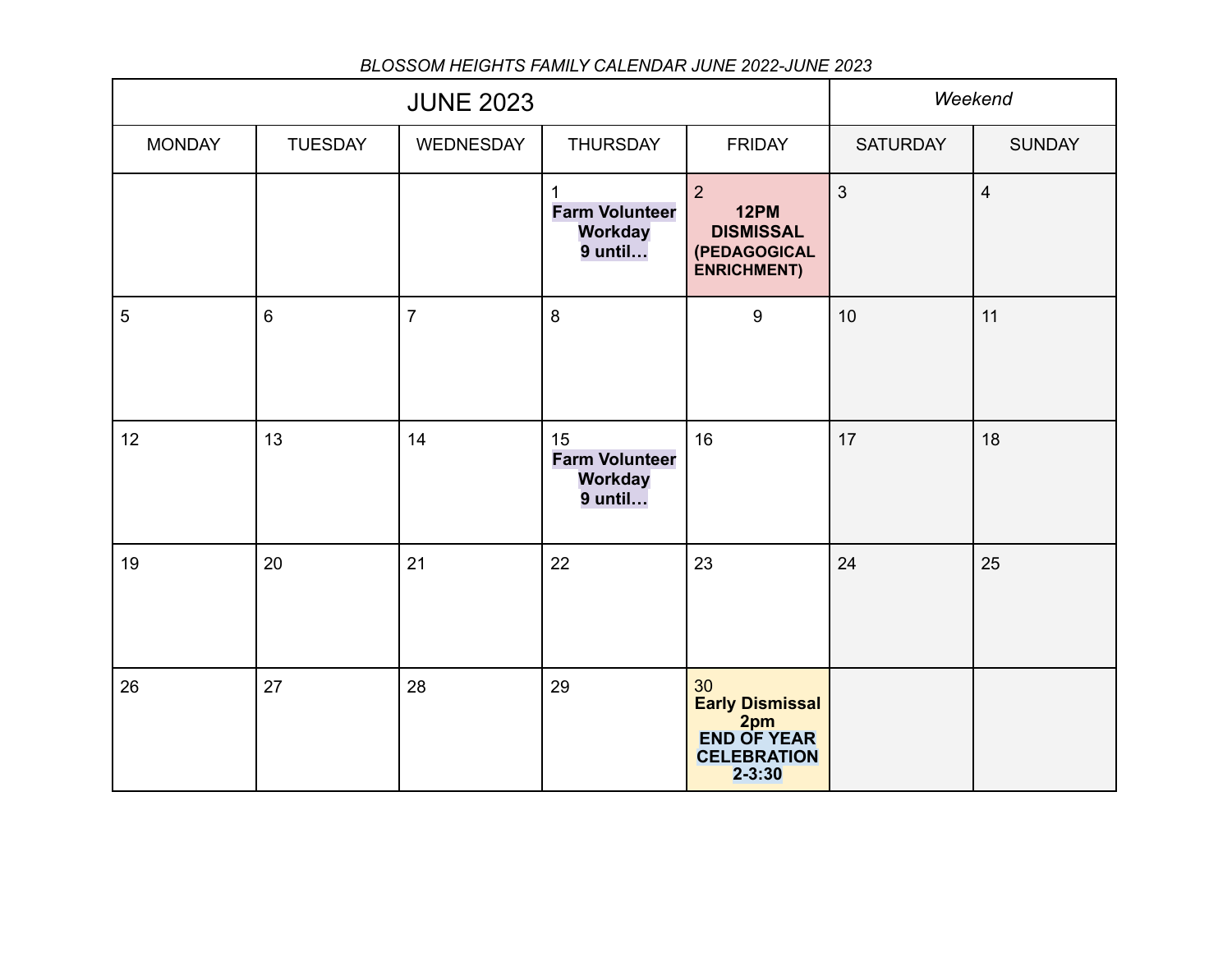*BLOSSOM HEIGHTS FAMILY CALENDAR JUNE 2022-JUNE 2023*

| JUNE 2023 | | | | | *Weekend* | |
|---|---|---|---|---|---|---|
| MONDAY | TUESDAY | WEDNESDAY | THURSDAY | FRIDAY | SATURDAY | SUNDAY |
| | | | 1 **Farm Volunteer Workday 9 until…** | 2 **12PM DISMISSAL (PEDAGOGICAL ENRICHMENT)** | 3 | 4 |
| 5 | 6 | 7 | 8 | 9 | 10 | 11 |
| 12 | 13 | 14 | 15 **Farm Volunteer Workday 9 until…** | 16 | 17 | 18 |
| 19 | 20 | 21 | 22 | 23 | 24 | 25 |
| 26 | 27 | 28 | 29 | 30 **Early Dismissal 2pm** **END OF YEAR CELEBRATION 2-3:30** | | |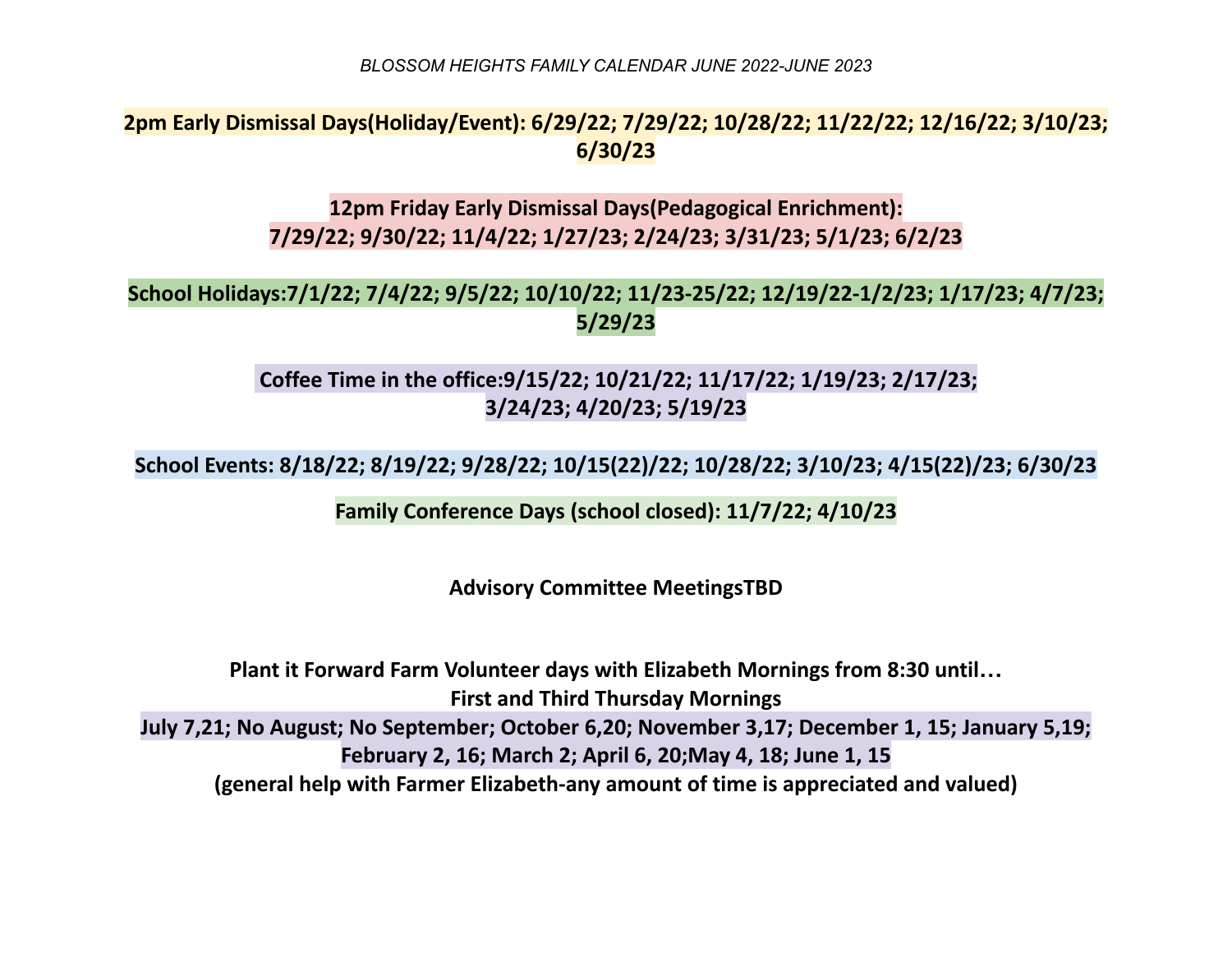*BLOSSOM HEIGHTS FAMILY CALENDAR JUNE 2022-JUNE 2023*

**2pm Early Dismissal Days(Holiday/Event): 6/29/22; 7/29/22; 10/28/22; 11/22/22; 12/16/22; 3/10/23; 6/30/23**

**12pm Friday Early Dismissal Days(Pedagogical Enrichment): 7/29/22; 9/30/22; 11/4/22; 1/27/23; 2/24/23; 3/31/23; 5/1/23; 6/2/23**

**School Holidays:7/1/22; 7/4/22; 9/5/22; 10/10/22; 11/23-25/22; 12/19/22-1/2/23; 1/17/23; 4/7/23; 5/29/23**

**Coffee Time in the office:9/15/22; 10/21/22; 11/17/22; 1/19/23; 2/17/23; 3/24/23; 4/20/23; 5/19/23**

**School Events: 8/18/22; 8/19/22; 9/28/22; 10/15(22)/22; 10/28/22; 3/10/23; 4/15(22)/23; 6/30/23**

**Family Conference Days (school closed): 11/7/22; 4/10/23**

**Advisory Committee MeetingsTBD**

**Plant it Forward Farm Volunteer days with Elizabeth Mornings from 8:30 until…**
**First and Third Thursday Mornings**
**July 7,21; No August; No September; October 6,20; November 3,17; December 1, 15; January 5,19; February 2, 16; March 2; April 6, 20;May 4, 18; June 1, 15**
**(general help with Farmer Elizabeth-any amount of time is appreciated and valued)**